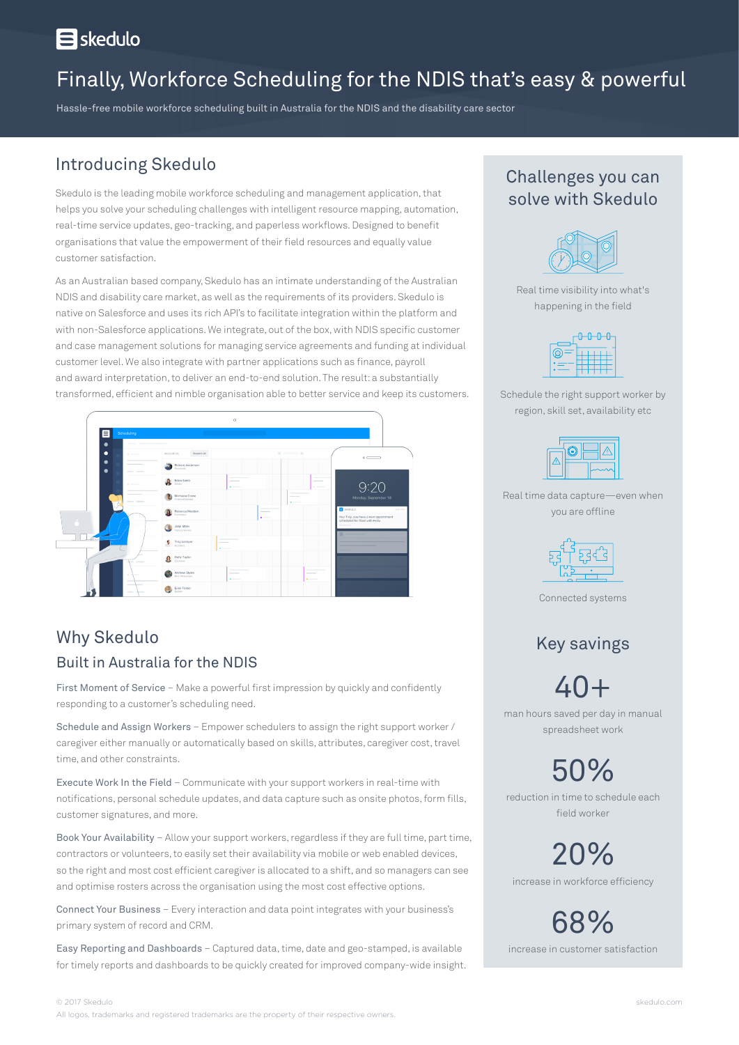skedulo

# Finally, Workforce Scheduling for the NDIS that's easy & powerful

Hassle-free mobile workforce scheduling built in Australia for the NDIS and the disability care sector

## Introducing Skedulo

Skedulo is the leading mobile workforce scheduling and management application, that helps you solve your scheduling challenges with intelligent resource mapping, automation, real-time service updates, geo-tracking, and paperless workflows. Designed to benefit organisations that value the empowerment of their field resources and equally value customer satisfaction.

As an Australian based company, Skedulo has an intimate understanding of the Australian NDIS and disability care market, as well as the requirements of its providers. Skedulo is native on Salesforce and uses its rich API's to facilitate integration within the platform and with non-Salesforce applications. We integrate, out of the box, with NDIS specific customer and case management solutions for managing service agreements and funding at individual customer level. We also integrate with partner applications such as finance, payroll and award interpretation, to deliver an end-to-end solution. The result: a substantially transformed, efficient and nimble organisation able to better service and keep its customers.

## Why Skedulo

### Built in Australia for the NDIS

First Moment of Service – Make a powerful first impression by quickly and confidently responding to a customer's scheduling need.

Schedule and Assign Workers – Empower schedulers to assign the right support worker / caregiver either manually or automatically based on skills, attributes, caregiver cost, travel time, and other constraints.

Execute Work In the Field – Communicate with your support workers in real-time with notifications, personal schedule updates, and data capture such as onsite photos, form fills, customer signatures, and more.

Book Your Availability – Allow your support workers, regardless if they are full time, part time, contractors or volunteers, to easily set their availability via mobile or web enabled devices, so the right and most cost efficient caregiver is allocated to a shift, and so managers can see and optimise rosters across the organisation using the most cost effective options.

Connect Your Business – Every interaction and data point integrates with your business's primary system of record and CRM.

Easy Reporting and Dashboards – Captured data, time, date and geo-stamped, is available for timely reports and dashboards to be quickly created for improved company-wide insight.

## Challenges you can solve with Skedulo

Real time visibility into what's happening in the field

Schedule the right support worker by region, skill set, availability etc

Real time data capture—even when you are offline

Connected systems

## Key savings

**40+**
man hours saved per day in manual spreadsheet work

**50%**
reduction in time to schedule each field worker

**20%**
increase in workforce efficiency

**68%**
increase in customer satisfaction

© 2017 Skedulo
All logos, trademarks and registered trademarks are the property of their respective owners.

skedulo.com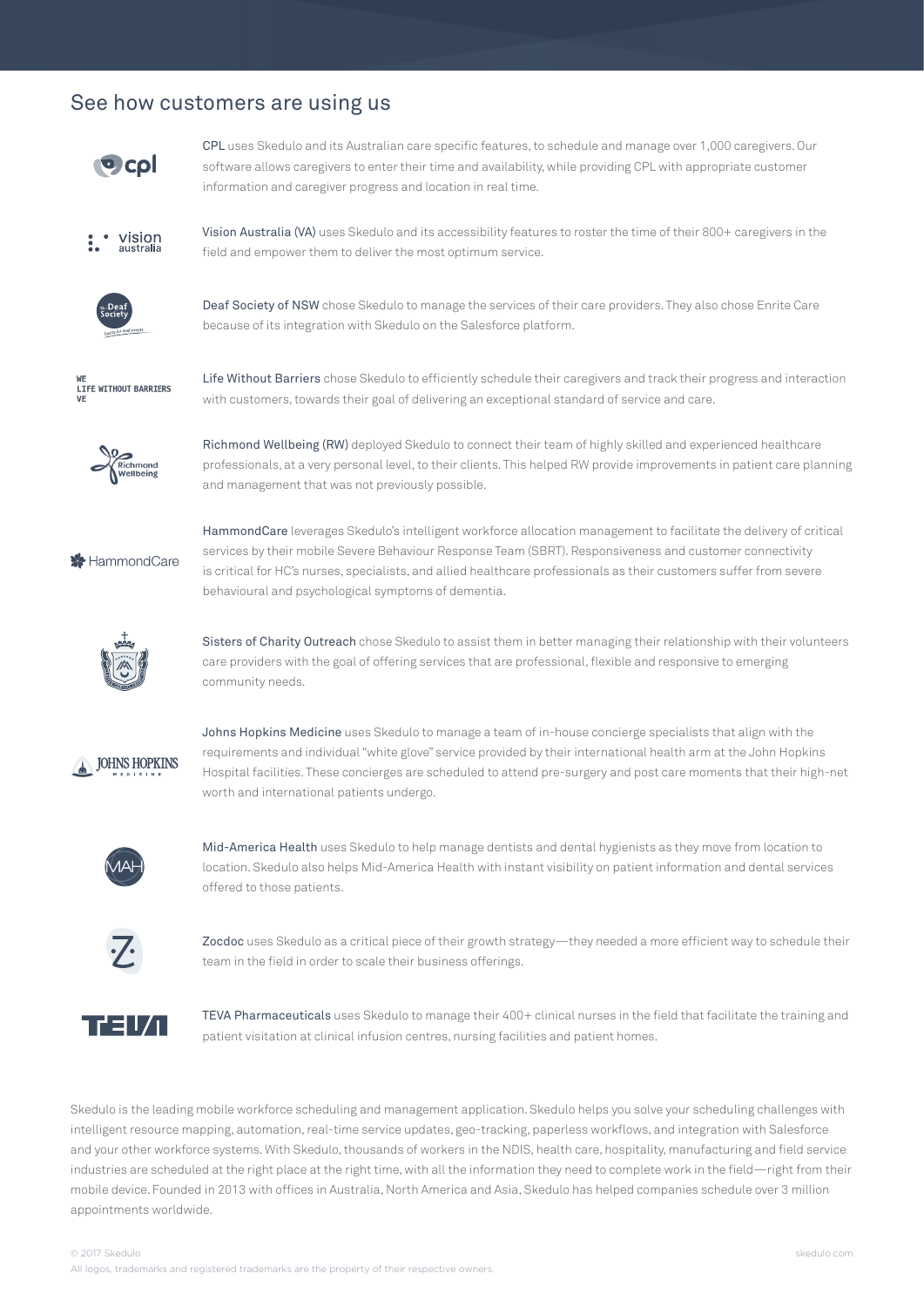## See how customers are using us

**CPL** uses Skedulo and its Australian care specific features, to schedule and manage over 1,000 caregivers. Our software allows caregivers to enter their time and availability, while providing CPL with appropriate customer information and caregiver progress and location in real time.

**Vision Australia (VA)** uses Skedulo and its accessibility features to roster the time of their 800+ caregivers in the field and empower them to deliver the most optimum service.

**Deaf Society of NSW** chose Skedulo to manage the services of their care providers. They also chose Enrite Care because of its integration with Skedulo on the Salesforce platform.

**Life Without Barriers** chose Skedulo to efficiently schedule their caregivers and track their progress and interaction with customers, towards their goal of delivering an exceptional standard of service and care.

**Richmond Wellbeing (RW)** deployed Skedulo to connect their team of highly skilled and experienced healthcare professionals, at a very personal level, to their clients. This helped RW provide improvements in patient care planning and management that was not previously possible.

**HammondCare** leverages Skedulo's intelligent workforce allocation management to facilitate the delivery of critical services by their mobile Severe Behaviour Response Team (SBRT). Responsiveness and customer connectivity is critical for HC's nurses, specialists, and allied healthcare professionals as their customers suffer from severe behavioural and psychological symptoms of dementia.

**Sisters of Charity Outreach** chose Skedulo to assist them in better managing their relationship with their volunteers care providers with the goal of offering services that are professional, flexible and responsive to emerging community needs.

**Johns Hopkins Medicine** uses Skedulo to manage a team of in-house concierge specialists that align with the requirements and individual "white glove" service provided by their international health arm at the John Hopkins Hospital facilities. These concierges are scheduled to attend pre-surgery and post care moments that their high-net worth and international patients undergo.

**Mid-America Health** uses Skedulo to help manage dentists and dental hygienists as they move from location to location. Skedulo also helps Mid-America Health with instant visibility on patient information and dental services offered to those patients.

**Zocdoc** uses Skedulo as a critical piece of their growth strategy—they needed a more efficient way to schedule their team in the field in order to scale their business offerings.

**TEVA Pharmaceuticals** uses Skedulo to manage their 400+ clinical nurses in the field that facilitate the training and patient visitation at clinical infusion centres, nursing facilities and patient homes.

Skedulo is the leading mobile workforce scheduling and management application. Skedulo helps you solve your scheduling challenges with intelligent resource mapping, automation, real-time service updates, geo-tracking, paperless workflows, and integration with Salesforce and your other workforce systems. With Skedulo, thousands of workers in the NDIS, health care, hospitality, manufacturing and field service industries are scheduled at the right place at the right time, with all the information they need to complete work in the field—right from their mobile device. Founded in 2013 with offices in Australia, North America and Asia, Skedulo has helped companies schedule over 3 million appointments worldwide.

© 2017 Skedulo

All logos, trademarks and registered trademarks are the property of their respective owners.

skedulo.com